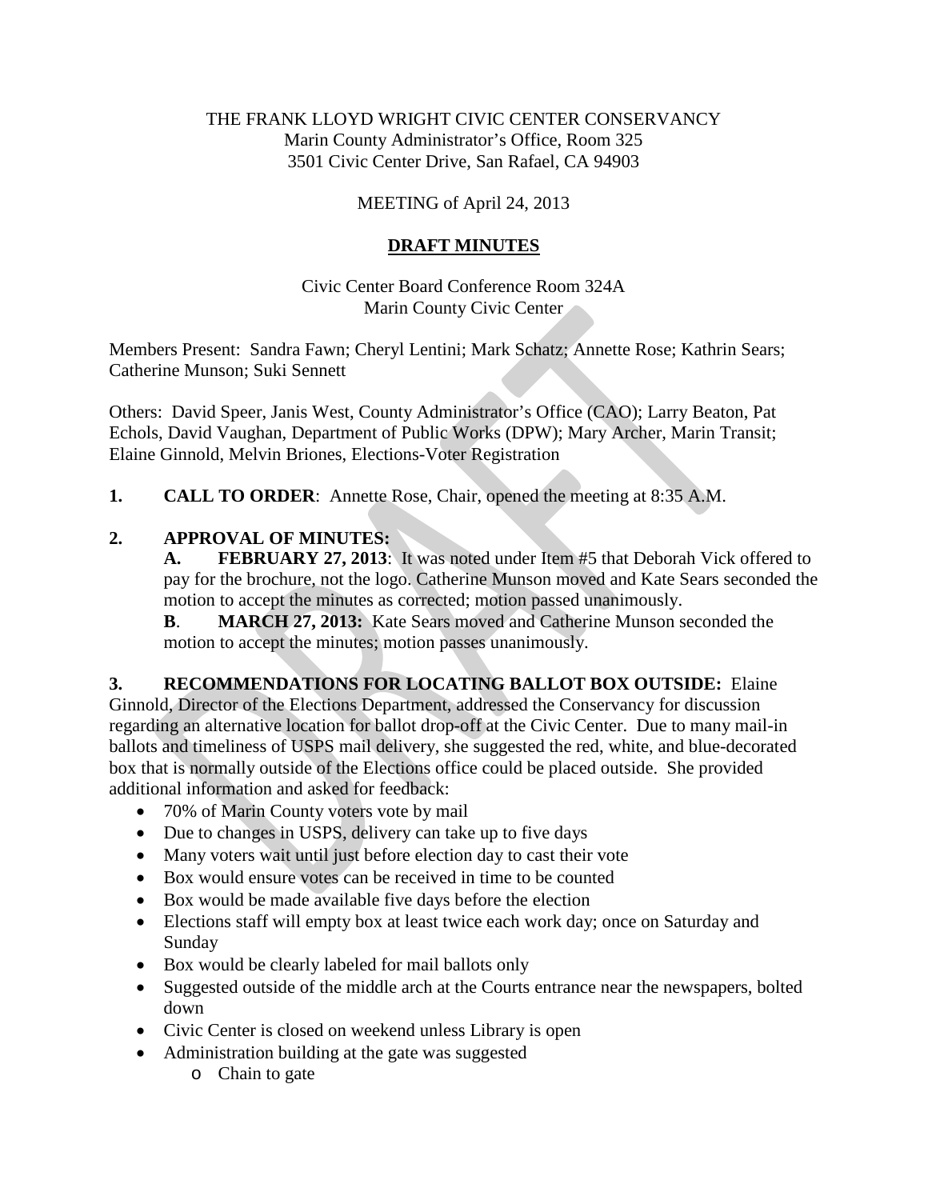THE FRANK LLOYD WRIGHT CIVIC CENTER CONSERVANCY
Marin County Administrator's Office, Room 325
3501 Civic Center Drive, San Rafael, CA 94903

MEETING of April 24, 2013

# DRAFT MINUTES

Civic Center Board Conference Room 324A
Marin County Civic Center

Members Present: Sandra Fawn; Cheryl Lentini; Mark Schatz; Annette Rose; Kathrin Sears; Catherine Munson; Suki Sennett

Others: David Speer, Janis West, County Administrator's Office (CAO); Larry Beaton, Pat Echols, David Vaughan, Department of Public Works (DPW); Mary Archer, Marin Transit; Elaine Ginnold, Melvin Briones, Elections-Voter Registration

**1. CALL TO ORDER**: Annette Rose, Chair, opened the meeting at 8:35 A.M.

**2. APPROVAL OF MINUTES:**

**A. FEBRUARY 27, 2013**: It was noted under Item #5 that Deborah Vick offered to pay for the brochure, not the logo. Catherine Munson moved and Kate Sears seconded the motion to accept the minutes as corrected; motion passed unanimously.

**B. MARCH 27, 2013:** Kate Sears moved and Catherine Munson seconded the motion to accept the minutes; motion passes unanimously.

**3. RECOMMENDATIONS FOR LOCATING BALLOT BOX OUTSIDE:** Elaine Ginnold, Director of the Elections Department, addressed the Conservancy for discussion regarding an alternative location for ballot drop-off at the Civic Center. Due to many mail-in ballots and timeliness of USPS mail delivery, she suggested the red, white, and blue-decorated box that is normally outside of the Elections office could be placed outside. She provided additional information and asked for feedback:

- 70% of Marin County voters vote by mail
- Due to changes in USPS, delivery can take up to five days
- Many voters wait until just before election day to cast their vote
- Box would ensure votes can be received in time to be counted
- Box would be made available five days before the election
- Elections staff will empty box at least twice each work day; once on Saturday and Sunday
- Box would be clearly labeled for mail ballots only
- Suggested outside of the middle arch at the Courts entrance near the newspapers, bolted down
- Civic Center is closed on weekend unless Library is open
- Administration building at the gate was suggested
  - Chain to gate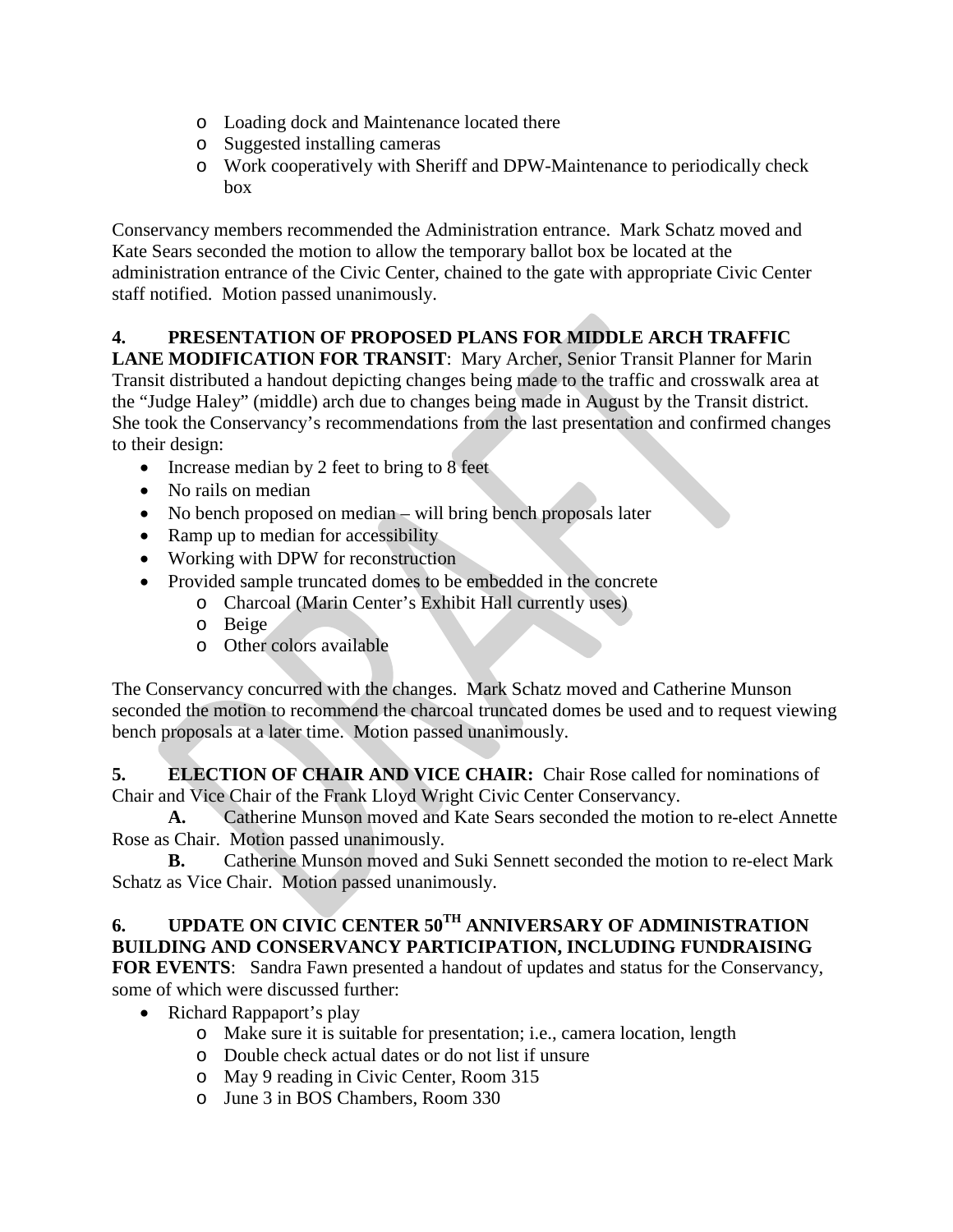- Loading dock and Maintenance located there
- Suggested installing cameras
- Work cooperatively with Sheriff and DPW-Maintenance to periodically check box

Conservancy members recommended the Administration entrance. Mark Schatz moved and Kate Sears seconded the motion to allow the temporary ballot box be located at the administration entrance of the Civic Center, chained to the gate with appropriate Civic Center staff notified. Motion passed unanimously.

**4. PRESENTATION OF PROPOSED PLANS FOR MIDDLE ARCH TRAFFIC LANE MODIFICATION FOR TRANSIT**: Mary Archer, Senior Transit Planner for Marin Transit distributed a handout depicting changes being made to the traffic and crosswalk area at the "Judge Haley" (middle) arch due to changes being made in August by the Transit district. She took the Conservancy's recommendations from the last presentation and confirmed changes to their design:

- Increase median by 2 feet to bring to 8 feet
- No rails on median
- No bench proposed on median – will bring bench proposals later
- Ramp up to median for accessibility
- Working with DPW for reconstruction
- Provided sample truncated domes to be embedded in the concrete
  - Charcoal (Marin Center's Exhibit Hall currently uses)
  - Beige
  - Other colors available

The Conservancy concurred with the changes. Mark Schatz moved and Catherine Munson seconded the motion to recommend the charcoal truncated domes be used and to request viewing bench proposals at a later time. Motion passed unanimously.

**5. ELECTION OF CHAIR AND VICE CHAIR:** Chair Rose called for nominations of Chair and Vice Chair of the Frank Lloyd Wright Civic Center Conservancy.

**A.** Catherine Munson moved and Kate Sears seconded the motion to re-elect Annette Rose as Chair. Motion passed unanimously.

**B.** Catherine Munson moved and Suki Sennett seconded the motion to re-elect Mark Schatz as Vice Chair. Motion passed unanimously.

**6. UPDATE ON CIVIC CENTER 50TH ANNIVERSARY OF ADMINISTRATION BUILDING AND CONSERVANCY PARTICIPATION, INCLUDING FUNDRAISING FOR EVENTS**: Sandra Fawn presented a handout of updates and status for the Conservancy, some of which were discussed further:

- Richard Rappaport's play
  - Make sure it is suitable for presentation; i.e., camera location, length
  - Double check actual dates or do not list if unsure
  - May 9 reading in Civic Center, Room 315
  - June 3 in BOS Chambers, Room 330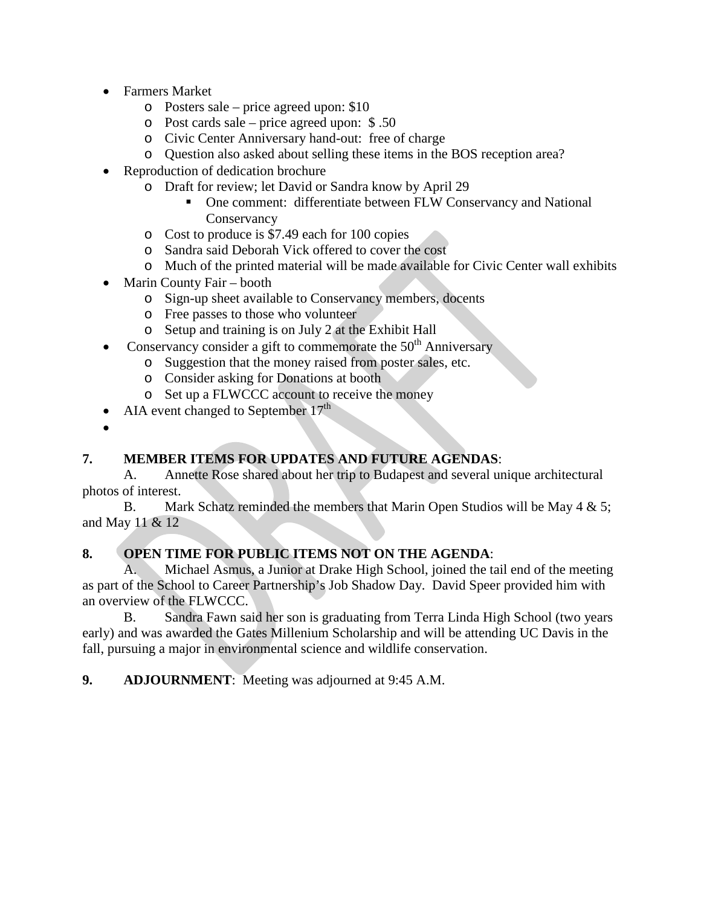- Farmers Market
  - Posters sale – price agreed upon: $10
  - Post cards sale – price agreed upon: $ .50
  - Civic Center Anniversary hand-out: free of charge
  - Question also asked about selling these items in the BOS reception area?
- Reproduction of dedication brochure
  - Draft for review; let David or Sandra know by April 29
    - One comment: differentiate between FLW Conservancy and National Conservancy
  - Cost to produce is $7.49 each for 100 copies
  - Sandra said Deborah Vick offered to cover the cost
  - Much of the printed material will be made available for Civic Center wall exhibits
- Marin County Fair – booth
  - Sign-up sheet available to Conservancy members, docents
  - Free passes to those who volunteer
  - Setup and training is on July 2 at the Exhibit Hall
- Conservancy consider a gift to commemorate the 50th Anniversary
  - Suggestion that the money raised from poster sales, etc.
  - Consider asking for Donations at booth
  - Set up a FLWCCC account to receive the money
- AIA event changed to September 17th
- 

**7. MEMBER ITEMS FOR UPDATES AND FUTURE AGENDAS**:

A. Annette Rose shared about her trip to Budapest and several unique architectural photos of interest.

B. Mark Schatz reminded the members that Marin Open Studios will be May 4 & 5; and May 11 & 12

**8. OPEN TIME FOR PUBLIC ITEMS NOT ON THE AGENDA**:

A. Michael Asmus, a Junior at Drake High School, joined the tail end of the meeting as part of the School to Career Partnership's Job Shadow Day. David Speer provided him with an overview of the FLWCCC.

B. Sandra Fawn said her son is graduating from Terra Linda High School (two years early) and was awarded the Gates Millenium Scholarship and will be attending UC Davis in the fall, pursuing a major in environmental science and wildlife conservation.

**9. ADJOURNMENT**: Meeting was adjourned at 9:45 A.M.